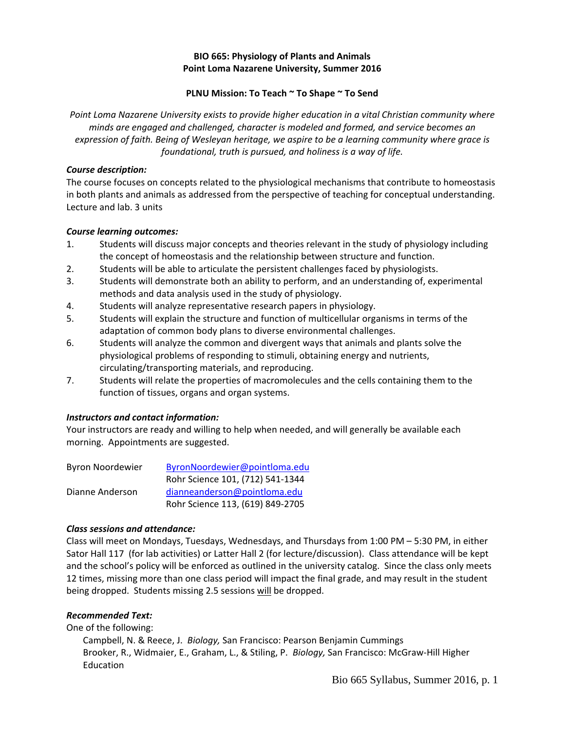**BIO 665: Physiology of Plants and Animals**
**Point Loma Nazarene University, Summer 2016**

**PLNU Mission: To Teach ~ To Shape ~ To Send**

*Point Loma Nazarene University exists to provide higher education in a vital Christian community where minds are engaged and challenged, character is modeled and formed, and service becomes an expression of faith. Being of Wesleyan heritage, we aspire to be a learning community where grace is foundational, truth is pursued, and holiness is a way of life.*

***Course description:***

The course focuses on concepts related to the physiological mechanisms that contribute to homeostasis in both plants and animals as addressed from the perspective of teaching for conceptual understanding. Lecture and lab. 3 units

***Course learning outcomes:***

1. Students will discuss major concepts and theories relevant in the study of physiology including the concept of homeostasis and the relationship between structure and function.
2. Students will be able to articulate the persistent challenges faced by physiologists.
3. Students will demonstrate both an ability to perform, and an understanding of, experimental methods and data analysis used in the study of physiology.
4. Students will analyze representative research papers in physiology.
5. Students will explain the structure and function of multicellular organisms in terms of the adaptation of common body plans to diverse environmental challenges.
6. Students will analyze the common and divergent ways that animals and plants solve the physiological problems of responding to stimuli, obtaining energy and nutrients, circulating/transporting materials, and reproducing.
7. Students will relate the properties of macromolecules and the cells containing them to the function of tissues, organs and organ systems.

***Instructors and contact information:***

Your instructors are ready and willing to help when needed, and will generally be available each morning. Appointments are suggested.

| | |
|---|---|
| Byron Noordewier | ByronNoordewier@pointloma.edu |
| | Rohr Science 101, (712) 541-1344 |
| Dianne Anderson | dianneanderson@pointloma.edu |
| | Rohr Science 113, (619) 849-2705 |

***Class sessions and attendance:***

Class will meet on Mondays, Tuesdays, Wednesdays, and Thursdays from 1:00 PM – 5:30 PM, in either Sator Hall 117 (for lab activities) or Latter Hall 2 (for lecture/discussion). Class attendance will be kept and the school's policy will be enforced as outlined in the university catalog. Since the class only meets 12 times, missing more than one class period will impact the final grade, and may result in the student being dropped. Students missing 2.5 sessions will be dropped.

***Recommended Text:***

One of the following:

Campbell, N. & Reece, J. *Biology,* San Francisco: Pearson Benjamin Cummings
Brooker, R., Widmaier, E., Graham, L., & Stiling, P. *Biology,* San Francisco: McGraw-Hill Higher Education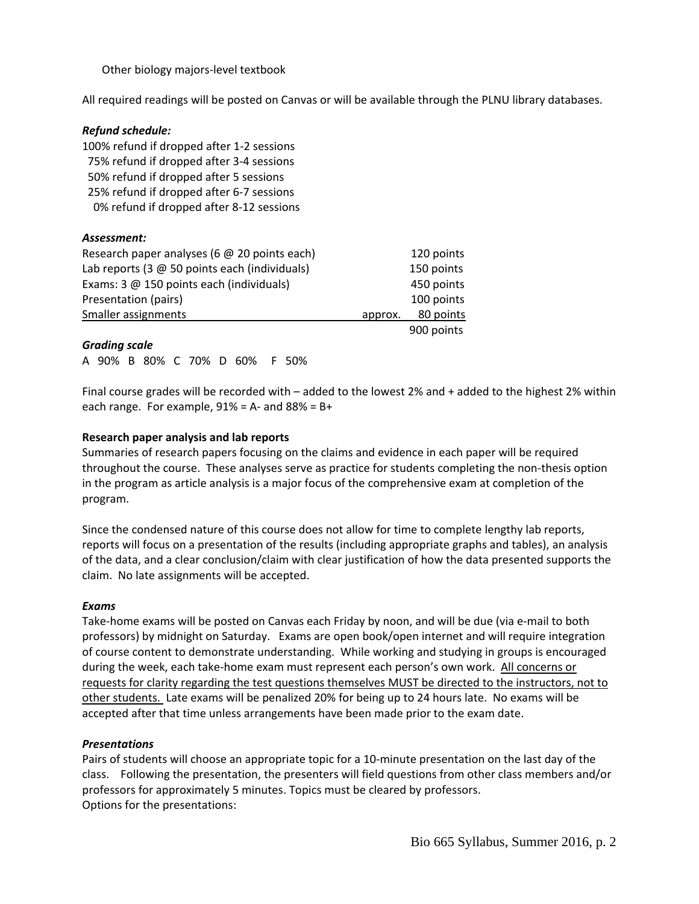Other biology majors-level textbook

All required readings will be posted on Canvas or will be available through the PLNU library databases.

***Refund schedule:***

100% refund if dropped after 1-2 sessions
75% refund if dropped after 3-4 sessions
50% refund if dropped after 5 sessions
25% refund if dropped after 6-7 sessions
0% refund if dropped after 8-12 sessions

***Assessment:***

| | | |
|---|---|---|
| Research paper analyses (6 @ 20 points each) | | 120 points |
| Lab reports (3 @ 50 points each (individuals) | | 150 points |
| Exams: 3 @ 150 points each (individuals) | | 450 points |
| Presentation (pairs) | | 100 points |
| Smaller assignments | approx. | 80 points |
| | | 900 points |

***Grading scale***

A 90% B 80% C 70% D 60% F 50%

Final course grades will be recorded with – added to the lowest 2% and + added to the highest 2% within each range. For example, 91% = A- and 88% = B+

**Research paper analysis and lab reports**

Summaries of research papers focusing on the claims and evidence in each paper will be required throughout the course. These analyses serve as practice for students completing the non-thesis option in the program as article analysis is a major focus of the comprehensive exam at completion of the program.

Since the condensed nature of this course does not allow for time to complete lengthy lab reports, reports will focus on a presentation of the results (including appropriate graphs and tables), an analysis of the data, and a clear conclusion/claim with clear justification of how the data presented supports the claim. No late assignments will be accepted.

***Exams***

Take-home exams will be posted on Canvas each Friday by noon, and will be due (via e-mail to both professors) by midnight on Saturday. Exams are open book/open internet and will require integration of course content to demonstrate understanding. While working and studying in groups is encouraged during the week, each take-home exam must represent each person's own work. All concerns or requests for clarity regarding the test questions themselves MUST be directed to the instructors, not to other students. Late exams will be penalized 20% for being up to 24 hours late. No exams will be accepted after that time unless arrangements have been made prior to the exam date.

***Presentations***

Pairs of students will choose an appropriate topic for a 10-minute presentation on the last day of the class. Following the presentation, the presenters will field questions from other class members and/or professors for approximately 5 minutes. Topics must be cleared by professors.
Options for the presentations: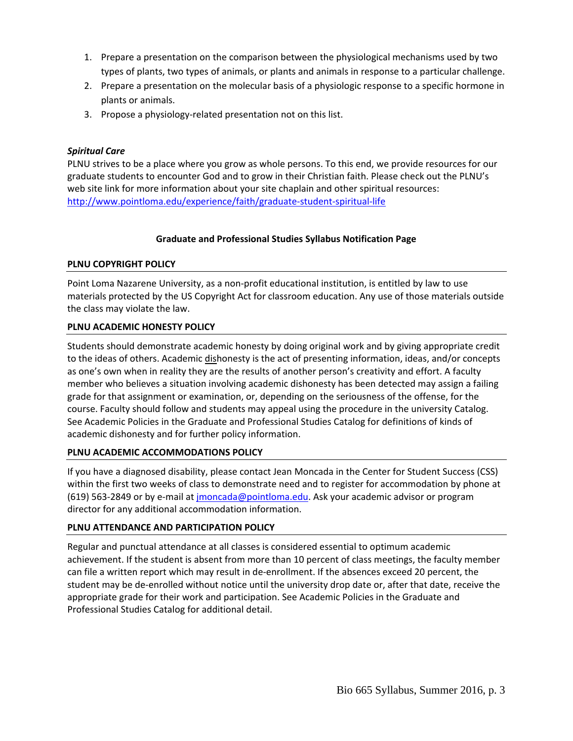1. Prepare a presentation on the comparison between the physiological mechanisms used by two types of plants, two types of animals, or plants and animals in response to a particular challenge.
2. Prepare a presentation on the molecular basis of a physiologic response to a specific hormone in plants or animals.
3. Propose a physiology-related presentation not on this list.

***Spiritual Care***

PLNU strives to be a place where you grow as whole persons. To this end, we provide resources for our graduate students to encounter God and to grow in their Christian faith. Please check out the PLNU's web site link for more information about your site chaplain and other spiritual resources: http://www.pointloma.edu/experience/faith/graduate-student-spiritual-life

**Graduate and Professional Studies Syllabus Notification Page**

**PLNU COPYRIGHT POLICY**

Point Loma Nazarene University, as a non-profit educational institution, is entitled by law to use materials protected by the US Copyright Act for classroom education. Any use of those materials outside the class may violate the law.

**PLNU ACADEMIC HONESTY POLICY**

Students should demonstrate academic honesty by doing original work and by giving appropriate credit to the ideas of others. Academic dishonesty is the act of presenting information, ideas, and/or concepts as one's own when in reality they are the results of another person's creativity and effort. A faculty member who believes a situation involving academic dishonesty has been detected may assign a failing grade for that assignment or examination, or, depending on the seriousness of the offense, for the course. Faculty should follow and students may appeal using the procedure in the university Catalog. See Academic Policies in the Graduate and Professional Studies Catalog for definitions of kinds of academic dishonesty and for further policy information.

**PLNU ACADEMIC ACCOMMODATIONS POLICY**

If you have a diagnosed disability, please contact Jean Moncada in the Center for Student Success (CSS) within the first two weeks of class to demonstrate need and to register for accommodation by phone at (619) 563-2849 or by e-mail at jmoncada@pointloma.edu. Ask your academic advisor or program director for any additional accommodation information.

**PLNU ATTENDANCE AND PARTICIPATION POLICY**

Regular and punctual attendance at all classes is considered essential to optimum academic achievement. If the student is absent from more than 10 percent of class meetings, the faculty member can file a written report which may result in de-enrollment. If the absences exceed 20 percent, the student may be de-enrolled without notice until the university drop date or, after that date, receive the appropriate grade for their work and participation. See Academic Policies in the Graduate and Professional Studies Catalog for additional detail.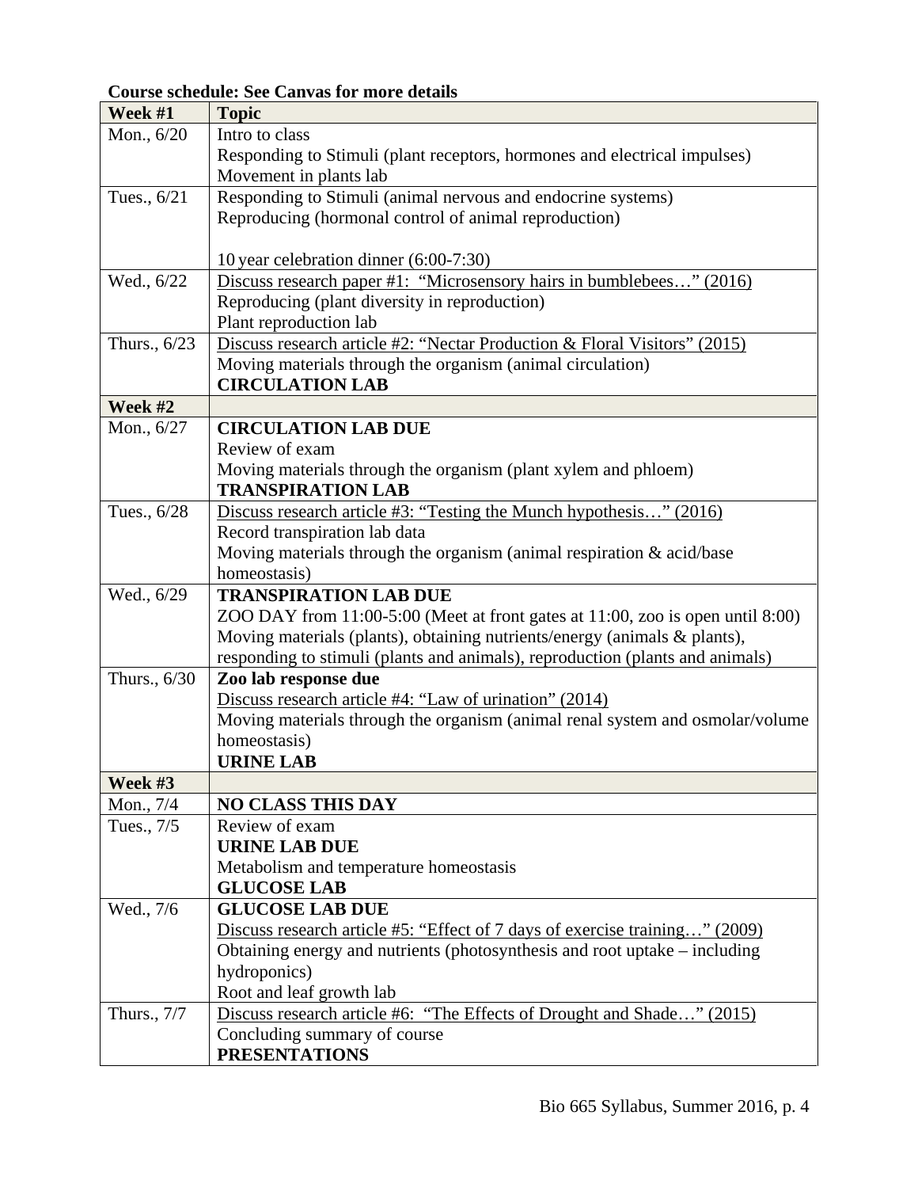**Course schedule: See Canvas for more details**

| Week #1 | Topic |
|---|---|
| Mon., 6/20 | Intro to class<br>Responding to Stimuli (plant receptors, hormones and electrical impulses)<br>Movement in plants lab |
| Tues., 6/21 | Responding to Stimuli (animal nervous and endocrine systems)<br>Reproducing (hormonal control of animal reproduction)<br><br>10 year celebration dinner (6:00-7:30) |
| Wed., 6/22 | <u>Discuss research paper #1: "Microsensory hairs in bumblebees…" (2016)</u><br>Reproducing (plant diversity in reproduction)<br>Plant reproduction lab |
| Thurs., 6/23 | <u>Discuss research article #2: "Nectar Production & Floral Visitors" (2015)</u><br>Moving materials through the organism (animal circulation)<br>**CIRCULATION LAB** |
| **Week #2** | |
| Mon., 6/27 | **CIRCULATION LAB DUE**<br>Review of exam<br>Moving materials through the organism (plant xylem and phloem)<br>**TRANSPIRATION LAB** |
| Tues., 6/28 | <u>Discuss research article #3: "Testing the Munch hypothesis…" (2016)</u><br>Record transpiration lab data<br>Moving materials through the organism (animal respiration & acid/base homeostasis) |
| Wed., 6/29 | **TRANSPIRATION LAB DUE**<br>ZOO DAY from 11:00-5:00 (Meet at front gates at 11:00, zoo is open until 8:00)<br>Moving materials (plants), obtaining nutrients/energy (animals & plants), responding to stimuli (plants and animals), reproduction (plants and animals) |
| Thurs., 6/30 | **Zoo lab response due**<br><u>Discuss research article #4: "Law of urination" (2014)</u><br>Moving materials through the organism (animal renal system and osmolar/volume homeostasis)<br>**URINE LAB** |
| **Week #3** | |
| Mon., 7/4 | **NO CLASS THIS DAY** |
| Tues., 7/5 | Review of exam<br>**URINE LAB DUE**<br>Metabolism and temperature homeostasis<br>**GLUCOSE LAB** |
| Wed., 7/6 | **GLUCOSE LAB DUE**<br><u>Discuss research article #5: "Effect of 7 days of exercise training…" (2009)</u><br>Obtaining energy and nutrients (photosynthesis and root uptake – including hydroponics)<br>Root and leaf growth lab |
| Thurs., 7/7 | <u>Discuss research article #6: "The Effects of Drought and Shade…" (2015)</u><br>Concluding summary of course<br>**PRESENTATIONS** |